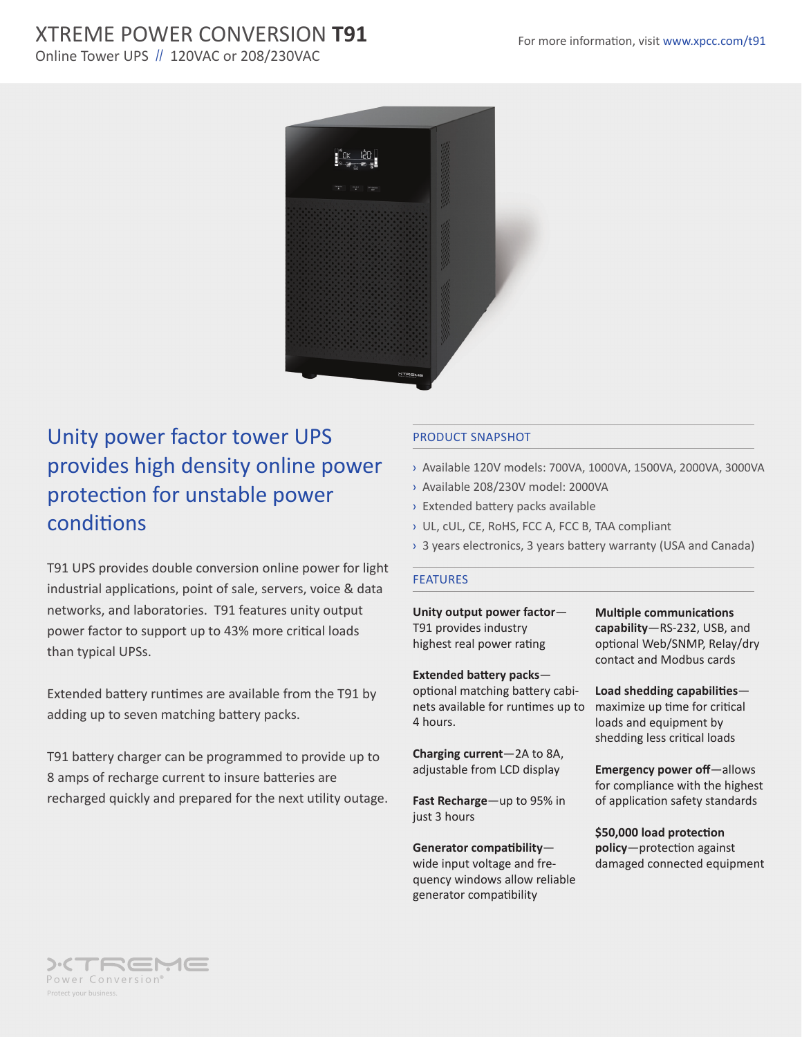# XTREME POWER CONVERSION **T91**

Online Tower UPS // 120VAC or 208/230VAC

For more information, visit www.xpcc.com/t91

## Unity power factor tower UPS provides high density online power protection for unstable power conditions

T91 UPS provides double conversion online power for light industrial applications, point of sale, servers, voice & data networks, and laboratories. T91 features unity output power factor to support up to 43% more critical loads than typical UPSs.

Extended battery runtimes are available from the T91 by adding up to seven matching battery packs.

T91 battery charger can be programmed to provide up to 8 amps of recharge current to insure batteries are recharged quickly and prepared for the next utility outage.

### PRODUCT SNAPSHOT

- Available 120V models: 700VA, 1000VA, 1500VA, 2000VA, 3000VA
- Available 208/230V model: 2000VA
- Extended battery packs available
- UL, cUL, CE, RoHS, FCC A, FCC B, TAA compliant
- 3 years electronics, 3 years battery warranty (USA and Canada)

### FEATURES

**Unity output power factor**—T91 provides industry highest real power rating

**Extended battery packs**—optional matching battery cabinets available for runtimes up to 4 hours.

**Charging current**—2A to 8A, adjustable from LCD display

**Fast Recharge**—up to 95% in just 3 hours

**Generator compatibility**—wide input voltage and frequency windows allow reliable generator compatibility

**Multiple communications capability**—RS-232, USB, and optional Web/SNMP, Relay/dry contact and Modbus cards

**Load shedding capabilities**—maximize up time for critical loads and equipment by shedding less critical loads

**Emergency power off**—allows for compliance with the highest of application safety standards

**$50,000 load protection policy**—protection against damaged connected equipment

XTREME Power Conversion®
Protect your business.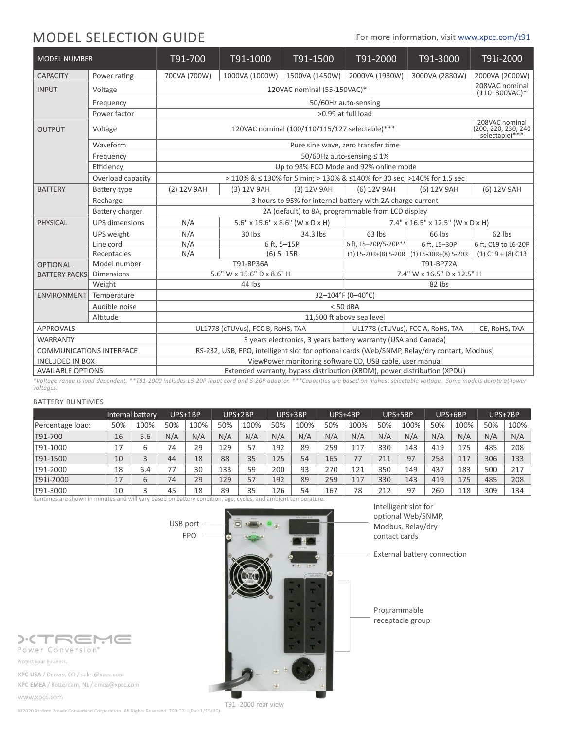# MODEL SELECTION GUIDE

For more information, visit www.xpcc.com/t91

| MODEL NUMBER | | T91-700 | T91-1000 | T91-1500 | T91-2000 | T91-3000 | T91i-2000 |
|---|---|---|---|---|---|---|---|
| CAPACITY | Power rating | 700VA (700W) | 1000VA (1000W) | 1500VA (1450W) | 2000VA (1930W) | 3000VA (2880W) | 2000VA (2000W) |
| INPUT | Voltage | 120VAC nominal (55-150VAC)* | | | | | 208VAC nominal (110–300VAC)* |
| | Frequency | 50/60Hz auto-sensing | | | | | |
| | Power factor | >0.99 at full load | | | | | |
| OUTPUT | Voltage | 120VAC nominal (100/110/115/127 selectable)*** | | | | | 208VAC nominal (200, 220, 230, 240 selectable)*** |
| | Waveform | Pure sine wave, zero transfer time | | | | | |
| | Frequency | 50/60Hz auto-sensing ≤ 1% | | | | | |
| | Efficiency | Up to 98% ECO Mode and 92% online mode | | | | | |
| | Overload capacity | > 110% & ≤ 130% for 5 min; > 130% & ≤140% for 30 sec; >140% for 1.5 sec | | | | | |
| BATTERY | Battery type | (2) 12V 9AH | (3) 12V 9AH | (3) 12V 9AH | (6) 12V 9AH | (6) 12V 9AH | (6) 12V 9AH |
| | Recharge | 3 hours to 95% for internal battery with 2A charge current | | | | | |
| | Battery charger | 2A (default) to 8A, programmable from LCD display | | | | | |
| PHYSICAL | UPS dimensions | N/A | 5.6" x 15.6" x 8.6" (W x D x H) | | 7.4" x 16.5" x 12.5" (W x D x H) | | |
| | UPS weight | N/A | 30 lbs | 34.3 lbs | 63 lbs | 66 lbs | 62 lbs |
| | Line cord | N/A | 6 ft, 5–15P | | 6 ft, L5–20P/5-20P** | 6 ft, L5–30P | 6 ft, C19 to L6-20P |
| | Receptacles | N/A | (6) 5–15R | | (1) L5-20R+(8) 5-20R | (1) L5-30R+(8) 5-20R | (1) C19 + (8) C13 |
| OPTIONAL BATTERY PACKS | Model number | T91-BP36A | | | T91-BP72A | | |
| | Dimensions | 5.6" W x 15.6" D x 8.6" H | | | 7.4" W x 16.5" D x 12.5" H | | |
| | Weight | 44 lbs | | | 82 lbs | | |
| ENVIRONMENT | Temperature | 32–104°F (0–40°C) | | | | | |
| | Audible noise | < 50 dBA | | | | | |
| | Altitude | 11,500 ft above sea level | | | | | |
| APPROVALS | | UL1778 (cTUVus), FCC B, RoHS, TAA | | | UL1778 (cTUVus), FCC A, RoHS, TAA | | CE, RoHS, TAA |
| WARRANTY | | 3 years electronics, 3 years battery warranty (USA and Canada) | | | | | |
| COMMUNICATIONS INTERFACE | | RS-232, USB, EPO, intelligent slot for optional cards (Web/SNMP, Relay/dry contact, Modbus) | | | | | |
| INCLUDED IN BOX | | ViewPower monitoring software CD, USB cable, user manual | | | | | |
| AVAILABLE OPTIONS | | Extended warranty, bypass distribution (XBDM), power distribution (XPDU) | | | | | |

*Voltage range is load dependent. **T91-2000 includes L5-20P input cord and 5-20P adapter. ***Capacities are based on highest selectable voltage. Some models derate at lower voltages.

## BATTERY RUNTIMES

| | Internal battery | | UPS+1BP | | UPS+2BP | | UPS+3BP | | UPS+4BP | | UPS+5BP | | UPS+6BP | | UPS+7BP | |
|---|---|---|---|---|---|---|---|---|---|---|---|---|---|---|---|---|
| Percentage load: | 50% | 100% | 50% | 100% | 50% | 100% | 50% | 100% | 50% | 100% | 50% | 100% | 50% | 100% | 50% | 100% |
| T91-700 | 16 | 5.6 | N/A | N/A | N/A | N/A | N/A | N/A | N/A | N/A | N/A | N/A | N/A | N/A | N/A | N/A |
| T91-1000 | 17 | 6 | 74 | 29 | 129 | 57 | 192 | 89 | 259 | 117 | 330 | 143 | 419 | 175 | 485 | 208 |
| T91-1500 | 10 | 3 | 44 | 18 | 88 | 35 | 125 | 54 | 165 | 77 | 211 | 97 | 258 | 117 | 306 | 133 |
| T91-2000 | 18 | 6.4 | 77 | 30 | 133 | 59 | 200 | 93 | 270 | 121 | 350 | 149 | 437 | 183 | 500 | 217 |
| T91i-2000 | 17 | 6 | 74 | 29 | 129 | 57 | 192 | 89 | 259 | 117 | 330 | 143 | 419 | 175 | 485 | 208 |
| T91-3000 | 10 | 3 | 45 | 18 | 89 | 35 | 126 | 54 | 167 | 78 | 212 | 97 | 260 | 118 | 309 | 134 |

Runtimes are shown in minutes and will vary based on battery condition, age, cycles, and ambient temperature.

USB port

EPO

Intelligent slot for optional Web/SNMP, Modbus, Relay/dry contact cards

External battery connection

Programmable receptacle group

T91 -2000 rear view

XTREME Power Conversion®

Protect your business.

**XPC USA** / Denver, CO / sales@xpcc.com

**XPC EMEA** / Rotterdam, NL / emea@xpcc.com

www.xpcc.com

©2020 Xtreme Power Conversion Corporation. All Rights Reserved. T90.02U (Rev 1/15/20)